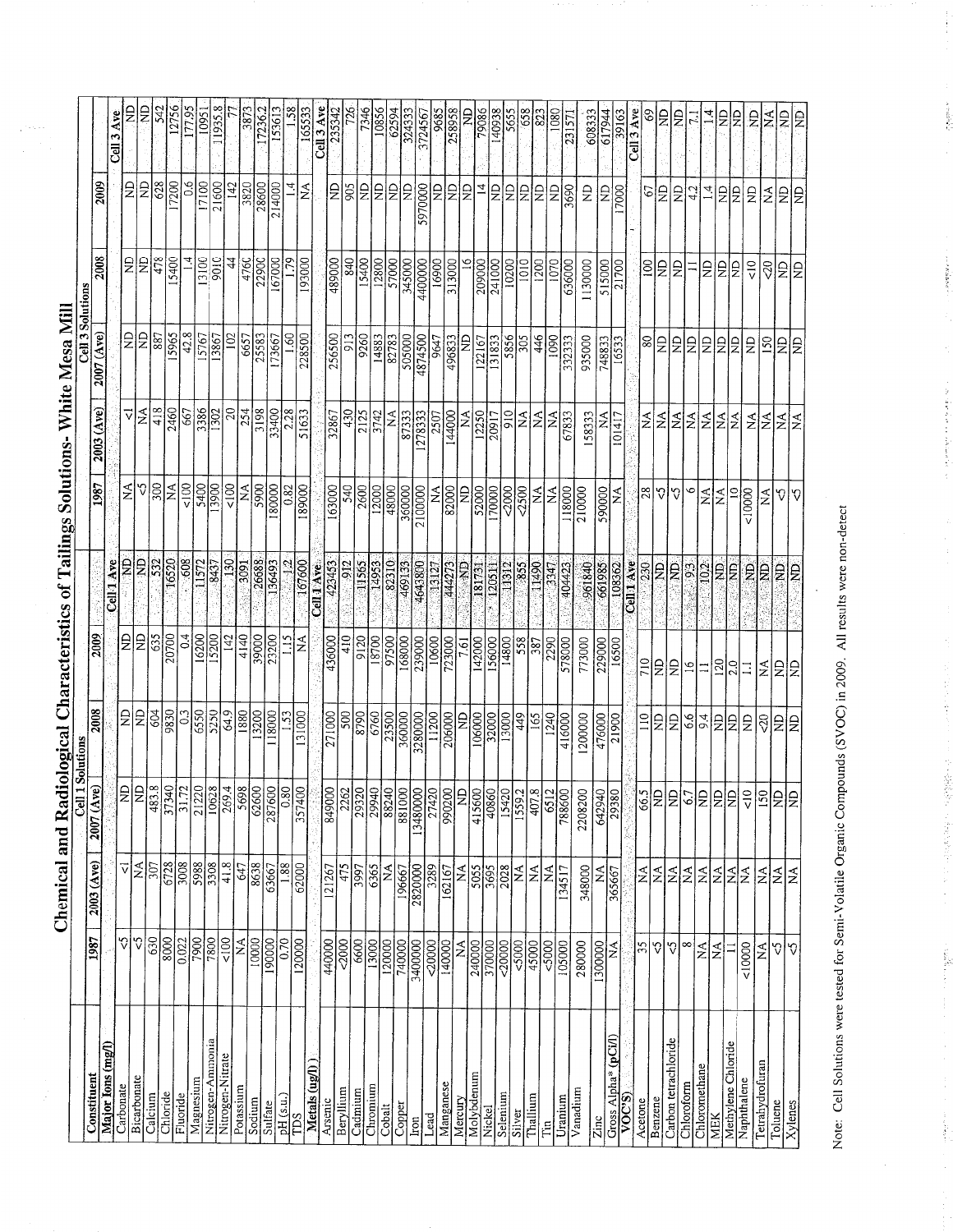# Chemical and Radiological Characteristics of Tailings Solutions- White Mesa Mill

| Constituent | Cell 1 Solutions | | | | | | Cell 3 Solutions | | | | | |
|---|---|---|---|---|---|---|---|---|---|---|---|---|
| | 1987 | 2003 (Ave) | 2007 (Ave) | 2008 | 2009 | | 1987 | 2003 (Ave) | 2007 (Ave) | 2008 | 2009 | |
| **Major Ions (mg/l)** | | | | | | Cell 1 Ave | | | | | | Cell 3 Ave |
| Carbonate | <5 | <1 | ND | ND | ND | ND | NA | <1 | ND | ND | ND | ND |
| Bicarbonate | <5 | NA | ND | ND | ND | ND | <5 | NA | ND | ND | ND | ND |
| Calcium | 630 | 307 | 483.8 | 604 | 635 | 532 | 300 | 418 | 887 | 478 | 628 | 542 |
| Chloride | 8000 | 6728 | 37340 | 9830 | 20700 | 16520 | NA | 2460 | 15965 | 15400 | 17200 | 12756 |
| Fluoride | 0.022 | 3008 | 31.72 | 0.3 | 0.4 | 608 | <100 | 667 | 42.8 | 1.4 | 0.6 | 177.95 |
| Magnesium | 7900 | 5988 | 21220 | 6550 | 16200 | 11572 | 5400 | 3386 | 15767 | 13100 | 17100 | 10951 |
| Nitrogen-Ammonia | 7800 | 3308 | 10628 | 5250 | 15200 | 8437 | 13900 | 1302 | 13867 | 9010 | 21600 | 11935.8 |
| Nitrogen-Nitrate | <100 | 41.8 | 269.4 | 64.9 | 142 | 130 | <100 | 20 | 102 | 44 | 142 | 77 |
| Potassium | NA | 647 | 5698 | 1880 | 4140 | 3091 | NA | 254 | 6657 | 4760 | 3820 | 3873 |
| Sodium | 10000 | 8638 | 62600 | 13200 | 39000 | 26688 | 5900 | 3198 | 25583 | 22900 | 28600 | 17236.2 |
| Sulfate | 190000 | 63667 | 287600 | 118000 | 23200 | 136493 | 180000 | 33400 | 173667 | 167000 | 214000 | 153613 |
| pH (s.u.) | 0.70 | 1.88 | 0.80 | 1.53 | 1.15 | 1.2 | 0.82 | 2.28 | 1.60 | 1.79 | 1.4 | 1.58 |
| TDS | 120000 | 62000 | 357400 | 131000 | NA | 167600 | 189000 | 51633 | 228500 | 193000 | NA | 165533 |
| **Metals (ug/l)** | | | | | | Cell 1 Ave | | | | | | Cell 3 Ave |
| Arsenic | 440000 | 121267 | 849000 | 271000 | 436000 | 423453 | 163000 | 32867 | 256500 | 489000 | ND | 235342 |
| Beryllium | <2000 | 475 | 2262 | 500 | 410 | 912 | 540 | 430 | 913 | 840 | 905 | 726 |
| Cadmium | 6600 | 3997 | 29320 | 8790 | 9120 | 11565 | 2600 | 2125 | 9260 | 15400 | ND | 7346 |
| Chromium | 13000 | 6365 | 29940 | 6760 | 18700 | 14953 | 12000 | 3742 | 14883 | 12800 | ND | 10856 |
| Cobalt | 120000 | NA | 88240 | 23500 | 97500 | 82310 | 48000 | NA | 82783 | 57000 | ND | 62594 |
| Copper | 740000 | 196667 | 881000 | 360000 | 168000 | 469133 | 360000 | 87333 | 505000 | 345000 | ND | 324333 |
| Iron | 3400000 | 2820000 | 13480000 | 3280000 | 239000 | 4643800 | 2100000 | 1278333 | 4874500 | 4400000 | 5970000 | 3724567 |
| Lead | <20000 | 3289 | 27420 | 11200 | 10600 | 13127 | NA | 2507 | 9647 | 16900 | ND | 9685 |
| Manganese | 140000 | 162167 | 990200 | 206000 | 723000 | 444273 | 82000 | 144000 | 496833 | 313000 | ND | 258958 |
| Mercury | NA | NA | ND | ND | 7.61 | ND | ND | NA | ND | 16 | ND | ND |
| Molybdenum | 240000 | 5055 | 415600 | 106000 | 142000 | 181731 | 52000 | 12250 | 122167 | 209000 | 14 | 79086 |
| Nickel | 370000 | 3695 | 40860 | 32000 | 156000 | 120511 | 170000 | 20917 | 131833 | 241000 | ND | 140938 |
| Selenium | <20000 | 2028 | 15420 | 13000 | 14800 | 13312 | <2000 | 910 | 5856 | 10200 | ND | 5655 |
| Silver | <5000 | NA | 1559.2 | 449 | 558 | 855 | <2500 | NA | 305 | 1010 | ND | 658 |
| Thallium | 45000 | NA | 407.8 | 165 | 387 | 11490 | NA | NA | 446 | 1200 | ND | 823 |
| Tin | <5000 | NA | 6512 | 1240 | 2290 | 3347 | NA | NA | 1090 | 1070 | ND | 1080 |
| Uranium | 105000 | 134517 | 788600 | 416000 | 578000 | 404423 | 118000 | 67833 | 332333 | 636000 | 3690 | 231571 |
| Vanadium | 280000 | 348000 | 2208200 | 1200000 | 773000 | 961840 | 210000 | 158333 | 935000 | 1130000 | ND | 608333 |
| Zinc | 1300000 | NA | 642940 | 476000 | 229000 | 661985 | 590000 | NA | 748833 | 515000 | ND | 617944 |
| Gross Alpha* (pCi/l) | NA | 365667 | 29380 | 21900 | 16500 | 108362 | NA | 101417 | 16533 | 21700 | 17000 | 39163 |
| **VOC'S)** | | | | | | Cell 1 Ave | | | | | | Cell 3 Ave |
| Acetone | 35 | NA | 66.5 | 110 | 710 | 230 | 28 | NA | 80 | 100 | 67 | 69 |
| Benzene | <5 | NA | ND | ND | ND | ND | <5 | NA | ND | ND | ND | ND |
| Carbon tetrachloride | <5 | NA | ND | ND | ND | ND | <5 | NA | ND | ND | ND | ND |
| Chloroform | 8 | NA | 6.7 | 6.6 | 16 | 9.3 | 6 | NA | ND | 11 | 4.2 | 7.1 |
| Chloromethane | NA | NA | ND | 9.4 | 11 | 10.2 | NA | NA | ND | ND | 1.4 | 1.4 |
| MEK | NA | NA | ND | ND | 120 | ND | NA | NA | ND | ND | ND | ND |
| Methylene Chloride | 11 | NA | ND | ND | 2.0 | ND | 10 | NA | ND | ND | ND | ND |
| Naphthalene | <10000 | NA | <10 | ND | 1.1 | ND | <10000 | NA | ND | <10 | ND | ND |
| Tetrahydrofuran | NA | NA | 150 | <20 | NA | ND | NA | NA | 150 | <20 | NA | NA |
| Toluene | <5 | NA | ND | ND | ND | ND | <5 | NA | ND | ND | ND | ND |
| Xylenes | <5 | NA | ND | ND | ND | ND | <5 | NA | ND | ND | ND | ND |

Note: Cell Solutions were tested for Semi-Volatile Organic Compounds (SVOC) in 2009. All results were non-detect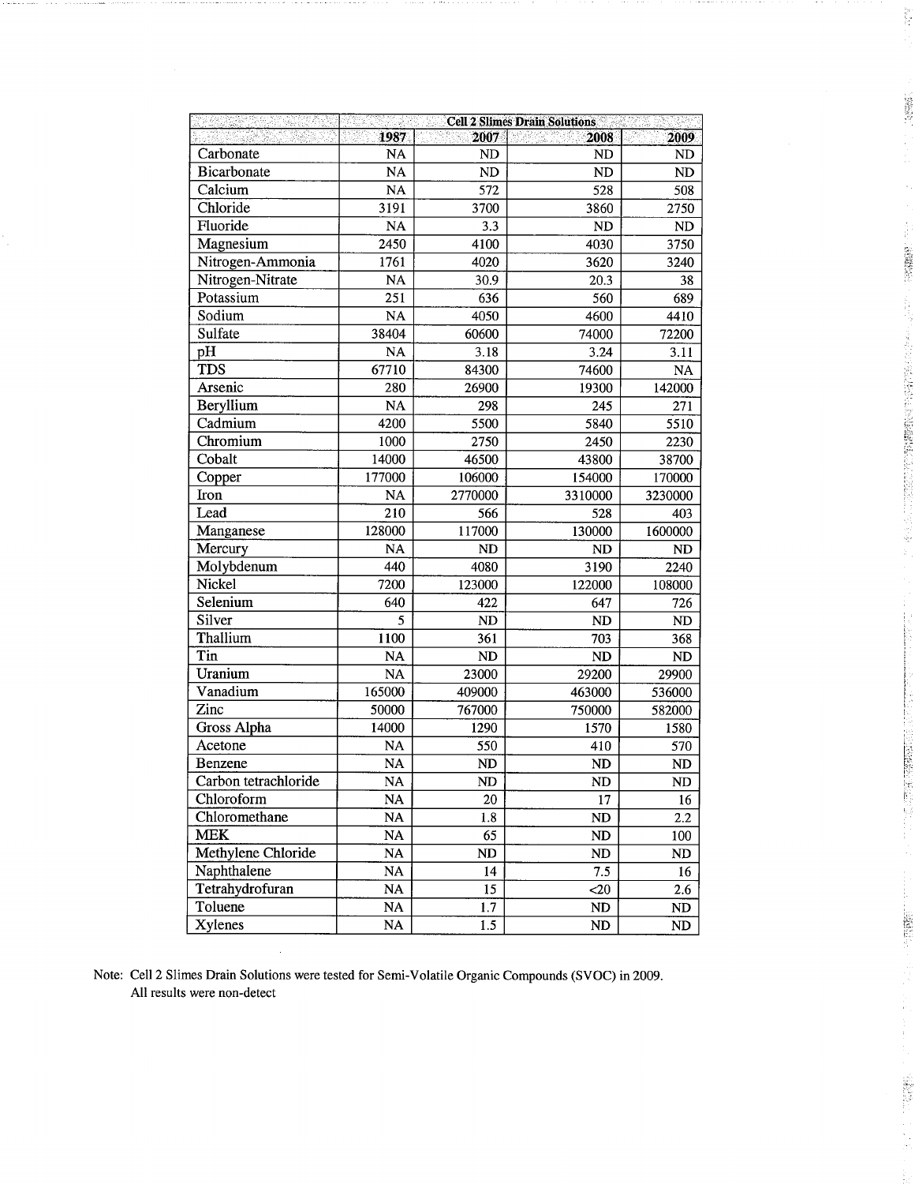| | Cell 2 Slimes Drain Solutions | | | |
|---|---|---|---|---|
| | 1987 | 2007 | 2008 | 2009 |
| Carbonate | NA | ND | ND | ND |
| Bicarbonate | NA | ND | ND | ND |
| Calcium | NA | 572 | 528 | 508 |
| Chloride | 3191 | 3700 | 3860 | 2750 |
| Fluoride | NA | 3.3 | ND | ND |
| Magnesium | 2450 | 4100 | 4030 | 3750 |
| Nitrogen-Ammonia | 1761 | 4020 | 3620 | 3240 |
| Nitrogen-Nitrate | NA | 30.9 | 20.3 | 38 |
| Potassium | 251 | 636 | 560 | 689 |
| Sodium | NA | 4050 | 4600 | 4410 |
| Sulfate | 38404 | 60600 | 74000 | 72200 |
| pH | NA | 3.18 | 3.24 | 3.11 |
| TDS | 67710 | 84300 | 74600 | NA |
| Arsenic | 280 | 26900 | 19300 | 142000 |
| Beryllium | NA | 298 | 245 | 271 |
| Cadmium | 4200 | 5500 | 5840 | 5510 |
| Chromium | 1000 | 2750 | 2450 | 2230 |
| Cobalt | 14000 | 46500 | 43800 | 38700 |
| Copper | 177000 | 106000 | 154000 | 170000 |
| Iron | NA | 2770000 | 3310000 | 3230000 |
| Lead | 210 | 566 | 528 | 403 |
| Manganese | 128000 | 117000 | 130000 | 1600000 |
| Mercury | NA | ND | ND | ND |
| Molybdenum | 440 | 4080 | 3190 | 2240 |
| Nickel | 7200 | 123000 | 122000 | 108000 |
| Selenium | 640 | 422 | 647 | 726 |
| Silver | 5 | ND | ND | ND |
| Thallium | 1100 | 361 | 703 | 368 |
| Tin | NA | ND | ND | ND |
| Uranium | NA | 23000 | 29200 | 29900 |
| Vanadium | 165000 | 409000 | 463000 | 536000 |
| Zinc | 50000 | 767000 | 750000 | 582000 |
| Gross Alpha | 14000 | 1290 | 1570 | 1580 |
| Acetone | NA | 550 | 410 | 570 |
| Benzene | NA | ND | ND | ND |
| Carbon tetrachloride | NA | ND | ND | ND |
| Chloroform | NA | 20 | 17 | 16 |
| Chloromethane | NA | 1.8 | ND | 2.2 |
| MEK | NA | 65 | ND | 100 |
| Methylene Chloride | NA | ND | ND | ND |
| Naphthalene | NA | 14 | 7.5 | 16 |
| Tetrahydrofuran | NA | 15 | <20 | 2.6 |
| Toluene | NA | 1.7 | ND | ND |
| Xylenes | NA | 1.5 | ND | ND |

Note: Cell 2 Slimes Drain Solutions were tested for Semi-Volatile Organic Compounds (SVOC) in 2009. All results were non-detect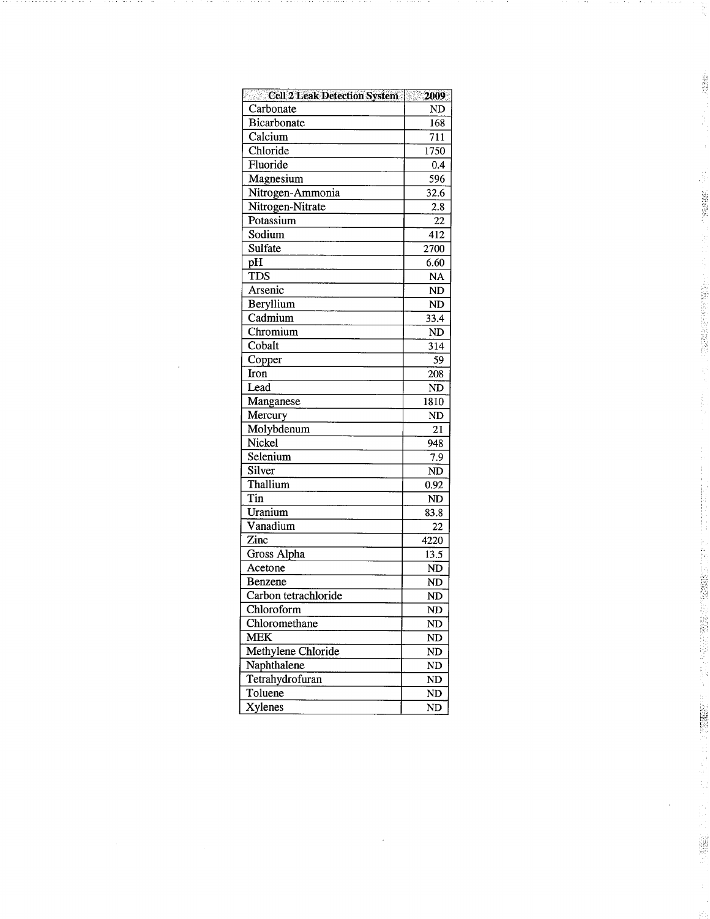| Cell 2 Leak Detection System | 2009 |
|---|---|
| Carbonate | ND |
| Bicarbonate | 168 |
| Calcium | 711 |
| Chloride | 1750 |
| Fluoride | 0.4 |
| Magnesium | 596 |
| Nitrogen-Ammonia | 32.6 |
| Nitrogen-Nitrate | 2.8 |
| Potassium | 22 |
| Sodium | 412 |
| Sulfate | 2700 |
| pH | 6.60 |
| TDS | NA |
| Arsenic | ND |
| Beryllium | ND |
| Cadmium | 33.4 |
| Chromium | ND |
| Cobalt | 314 |
| Copper | 59 |
| Iron | 208 |
| Lead | ND |
| Manganese | 1810 |
| Mercury | ND |
| Molybdenum | 21 |
| Nickel | 948 |
| Selenium | 7.9 |
| Silver | ND |
| Thallium | 0.92 |
| Tin | ND |
| Uranium | 83.8 |
| Vanadium | 22 |
| Zinc | 4220 |
| Gross Alpha | 13.5 |
| Acetone | ND |
| Benzene | ND |
| Carbon tetrachloride | ND |
| Chloroform | ND |
| Chloromethane | ND |
| MEK | ND |
| Methylene Chloride | ND |
| Naphthalene | ND |
| Tetrahydrofuran | ND |
| Toluene | ND |
| Xylenes | ND |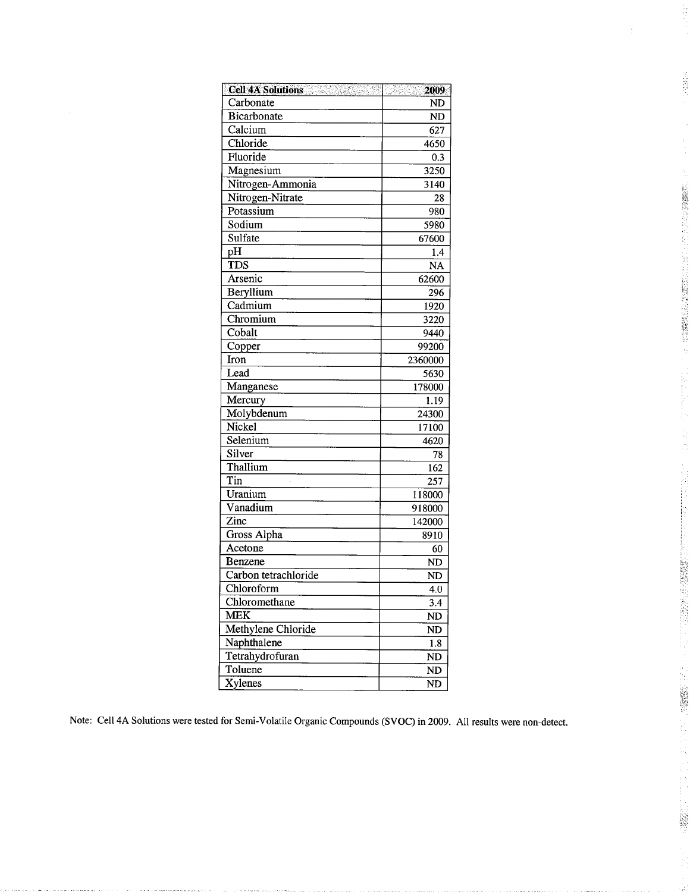| Cell 4A Solutions | 2009 |
|---|---|
| Carbonate | ND |
| Bicarbonate | ND |
| Calcium | 627 |
| Chloride | 4650 |
| Fluoride | 0.3 |
| Magnesium | 3250 |
| Nitrogen-Ammonia | 3140 |
| Nitrogen-Nitrate | 28 |
| Potassium | 980 |
| Sodium | 5980 |
| Sulfate | 67600 |
| pH | 1.4 |
| TDS | NA |
| Arsenic | 62600 |
| Beryllium | 296 |
| Cadmium | 1920 |
| Chromium | 3220 |
| Cobalt | 9440 |
| Copper | 99200 |
| Iron | 2360000 |
| Lead | 5630 |
| Manganese | 178000 |
| Mercury | 1.19 |
| Molybdenum | 24300 |
| Nickel | 17100 |
| Selenium | 4620 |
| Silver | 78 |
| Thallium | 162 |
| Tin | 257 |
| Uranium | 118000 |
| Vanadium | 918000 |
| Zinc | 142000 |
| Gross Alpha | 8910 |
| Acetone | 60 |
| Benzene | ND |
| Carbon tetrachloride | ND |
| Chloroform | 4.0 |
| Chloromethane | 3.4 |
| MEK | ND |
| Methylene Chloride | ND |
| Naphthalene | 1.8 |
| Tetrahydrofuran | ND |
| Toluene | ND |
| Xylenes | ND |

Note: Cell 4A Solutions were tested for Semi-Volatile Organic Compounds (SVOC) in 2009. All results were non-detect.